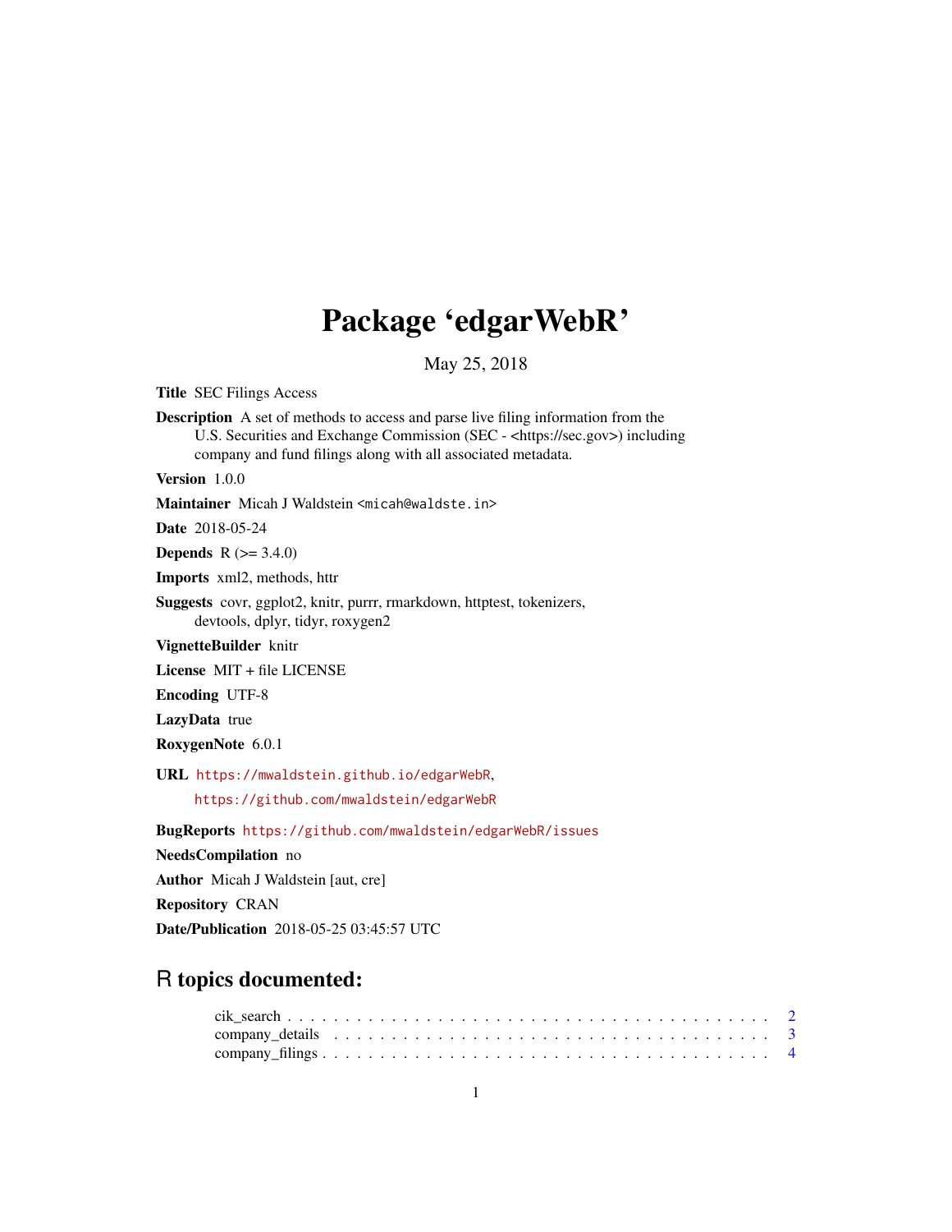# Package 'edgarWebR'

May 25, 2018

**Title** SEC Filings Access

**Description** A set of methods to access and parse live filing information from the U.S. Securities and Exchange Commission (SEC - <https://sec.gov>) including company and fund filings along with all associated metadata.

**Version** 1.0.0

**Maintainer** Micah J Waldstein <micah@waldste.in>

**Date** 2018-05-24

**Depends** R (>= 3.4.0)

**Imports** xml2, methods, httr

**Suggests** covr, ggplot2, knitr, purrr, rmarkdown, httptest, tokenizers, devtools, dplyr, tidyr, roxygen2

**VignetteBuilder** knitr

**License** MIT + file LICENSE

**Encoding** UTF-8

**LazyData** true

**RoxygenNote** 6.0.1

**URL** https://mwaldstein.github.io/edgarWebR, https://github.com/mwaldstein/edgarWebR

**BugReports** https://github.com/mwaldstein/edgarWebR/issues

**NeedsCompilation** no

**Author** Micah J Waldstein [aut, cre]

**Repository** CRAN

**Date/Publication** 2018-05-25 03:45:57 UTC

## R topics documented:

cik_search . . . . . . . . . . . . . . . . . . . . . . . . . . . . . . . . . . . . . . . . 2
company_details . . . . . . . . . . . . . . . . . . . . . . . . . . . . . . . . . . . . . 3
company_filings . . . . . . . . . . . . . . . . . . . . . . . . . . . . . . . . . . . . . 4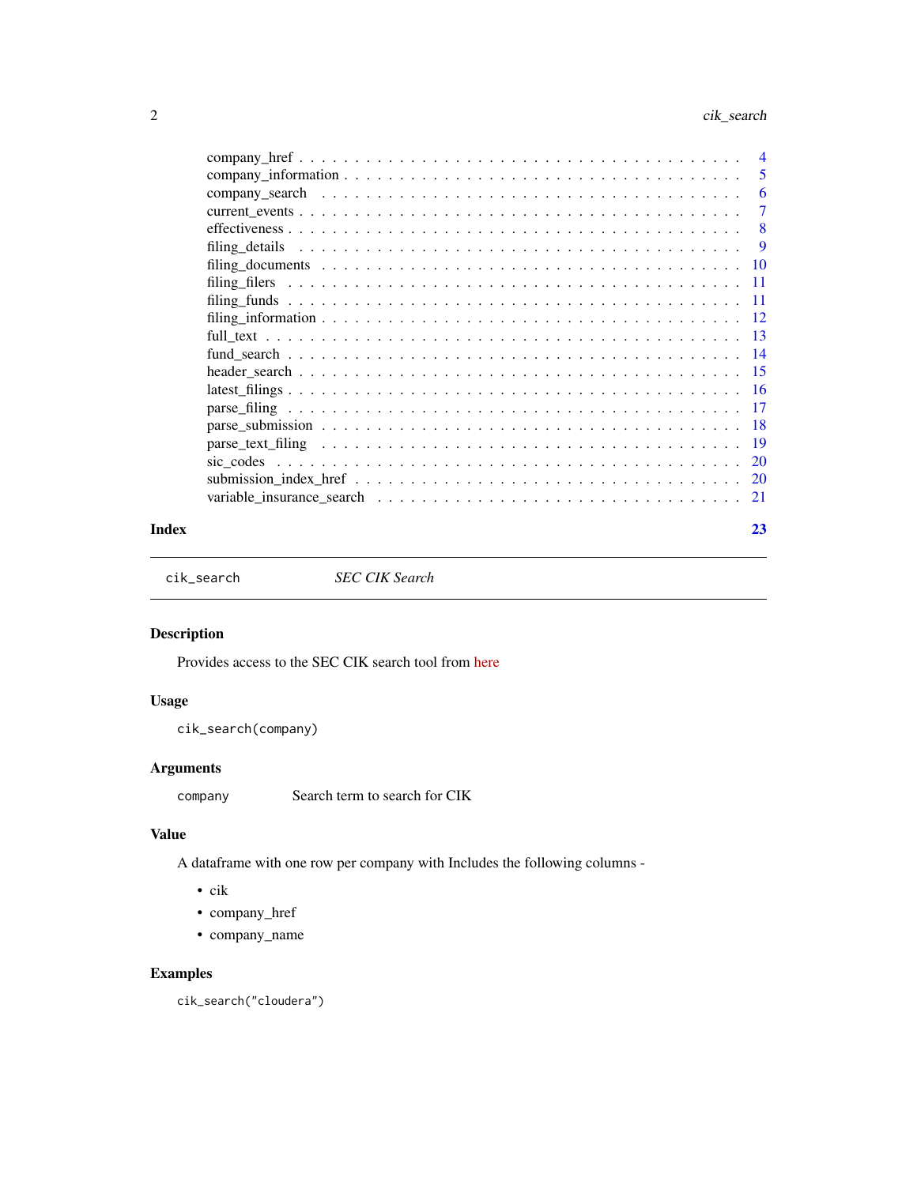company_href . . . . . . . . . . . . . . . . . . . . . . . . . . . . . . . . . . . . 4
company_information . . . . . . . . . . . . . . . . . . . . . . . . . . . . . . . . 5
company_search . . . . . . . . . . . . . . . . . . . . . . . . . . . . . . . . . . . 6
current_events . . . . . . . . . . . . . . . . . . . . . . . . . . . . . . . . . . . . 7
effectiveness . . . . . . . . . . . . . . . . . . . . . . . . . . . . . . . . . . . . 8
filing_details . . . . . . . . . . . . . . . . . . . . . . . . . . . . . . . . . . . . 9
filing_documents . . . . . . . . . . . . . . . . . . . . . . . . . . . . . . . . . . 10
filing_filers . . . . . . . . . . . . . . . . . . . . . . . . . . . . . . . . . . . . 11
filing_funds . . . . . . . . . . . . . . . . . . . . . . . . . . . . . . . . . . . . 11
filing_information . . . . . . . . . . . . . . . . . . . . . . . . . . . . . . . . . 12
full_text . . . . . . . . . . . . . . . . . . . . . . . . . . . . . . . . . . . . . . 13
fund_search . . . . . . . . . . . . . . . . . . . . . . . . . . . . . . . . . . . . 14
header_search . . . . . . . . . . . . . . . . . . . . . . . . . . . . . . . . . . . 15
latest_filings . . . . . . . . . . . . . . . . . . . . . . . . . . . . . . . . . . . 16
parse_filing . . . . . . . . . . . . . . . . . . . . . . . . . . . . . . . . . . . . 17
parse_submission . . . . . . . . . . . . . . . . . . . . . . . . . . . . . . . . . 18
parse_text_filing . . . . . . . . . . . . . . . . . . . . . . . . . . . . . . . . . 19
sic_codes . . . . . . . . . . . . . . . . . . . . . . . . . . . . . . . . . . . . . 20
submission_index_href . . . . . . . . . . . . . . . . . . . . . . . . . . . . . . . 20
variable_insurance_search . . . . . . . . . . . . . . . . . . . . . . . . . . . . . 21

**Index** 23

---

`cik_search` *SEC CIK Search*

---

## Description

Provides access to the SEC CIK search tool from here

## Usage

```
cik_search(company)
```

## Arguments

| | |
|---|---|
| `company` | Search term to search for CIK |

## Value

A dataframe with one row per company with Includes the following columns -

- cik
- company_href
- company_name

## Examples

```
cik_search("cloudera")
```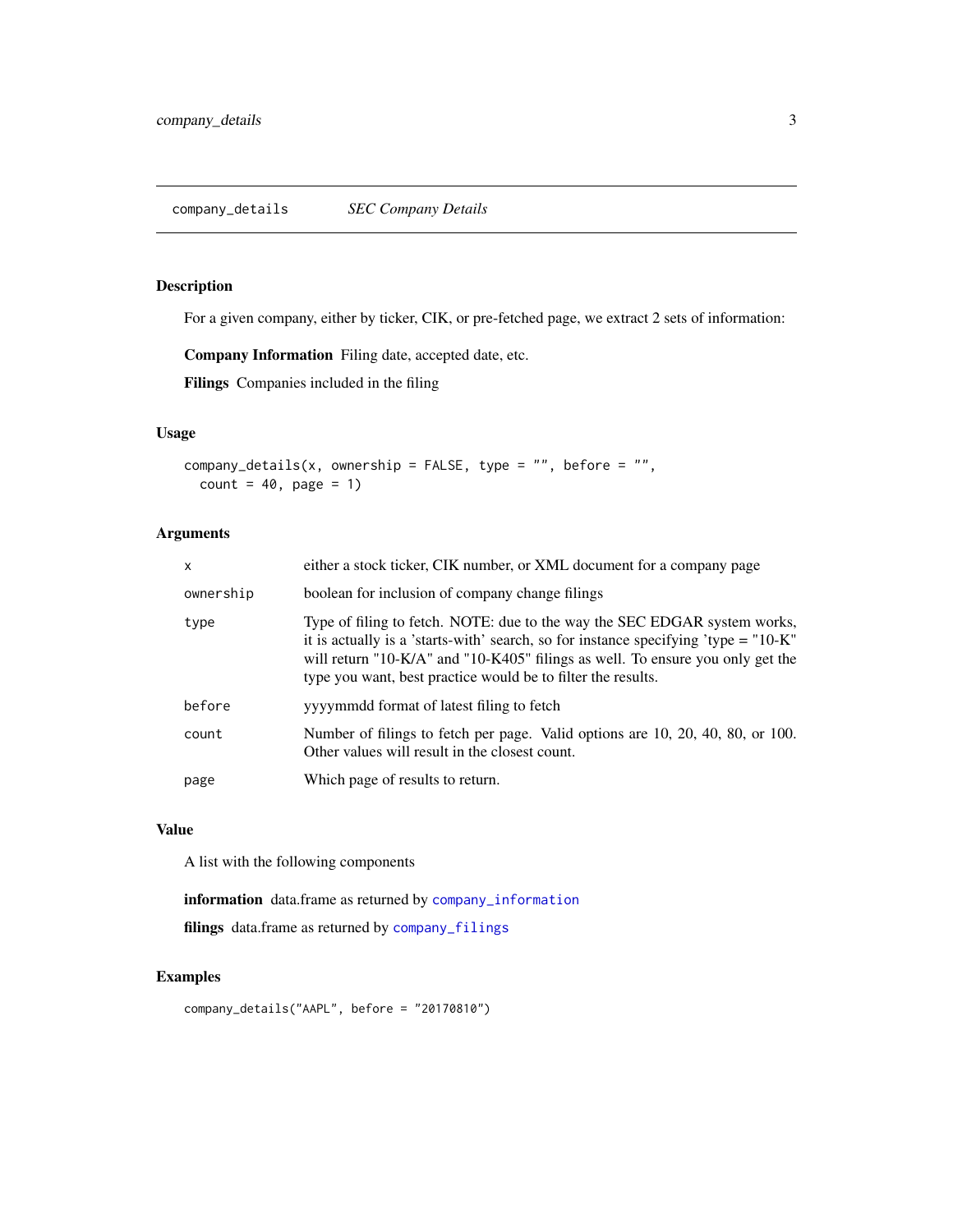## company_details *SEC Company Details*

### Description

For a given company, either by ticker, CIK, or pre-fetched page, we extract 2 sets of information:

**Company Information** Filing date, accepted date, etc.

**Filings** Companies included in the filing

### Usage

```
company_details(x, ownership = FALSE, type = "", before = "",
  count = 40, page = 1)
```

### Arguments

| | |
|---|---|
| `x` | either a stock ticker, CIK number, or XML document for a company page |
| `ownership` | boolean for inclusion of company change filings |
| `type` | Type of filing to fetch. NOTE: due to the way the SEC EDGAR system works, it is actually is a 'starts-with' search, so for instance specifying 'type = "10-K" will return "10-K/A" and "10-K405" filings as well. To ensure you only get the type you want, best practice would be to filter the results. |
| `before` | yyyymmdd format of latest filing to fetch |
| `count` | Number of filings to fetch per page. Valid options are 10, 20, 40, 80, or 100. Other values will result in the closest count. |
| `page` | Which page of results to return. |

### Value

A list with the following components

**information** data.frame as returned by `company_information`

**filings** data.frame as returned by `company_filings`

### Examples

```
company_details("AAPL", before = "20170810")
```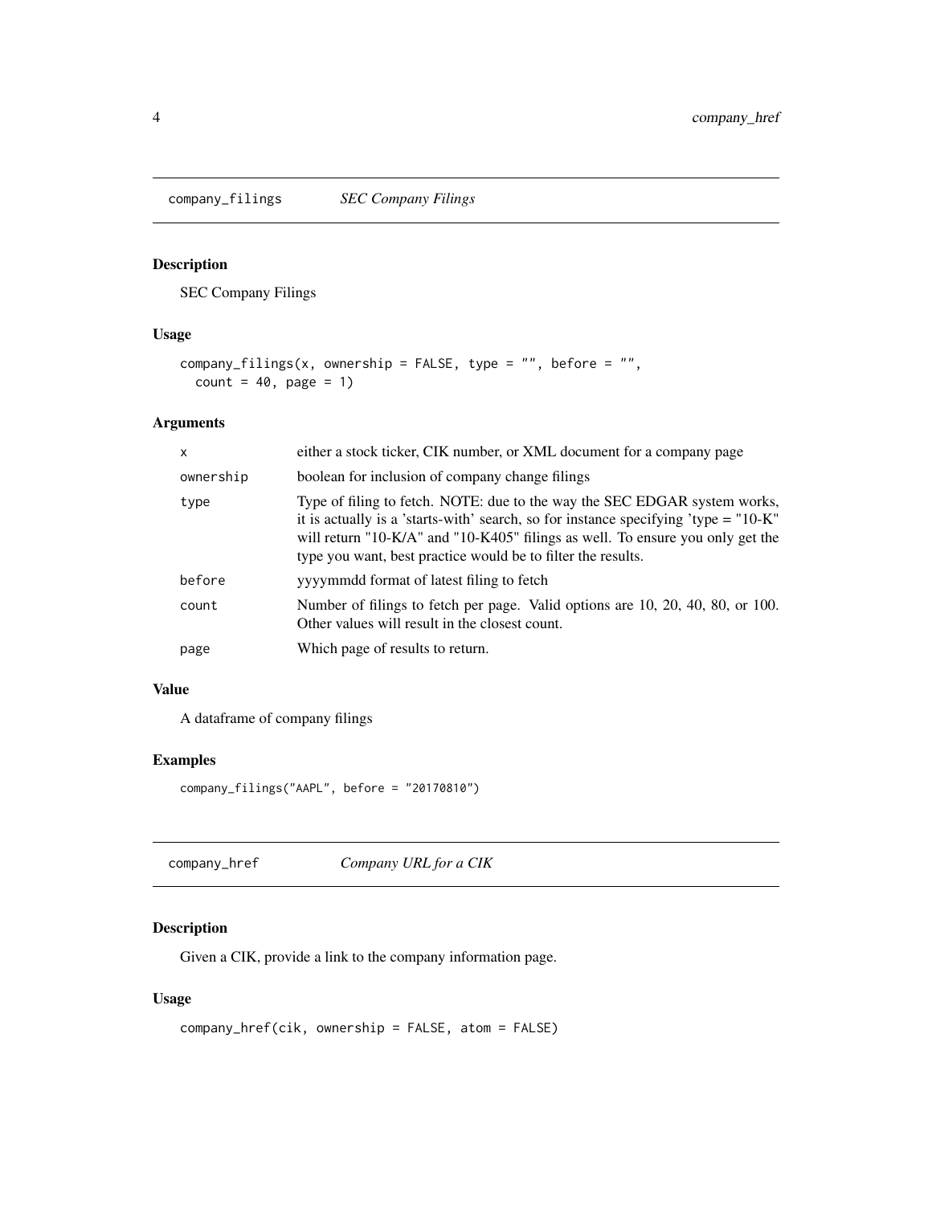## company_filings *SEC Company Filings*

### Description

SEC Company Filings

### Usage

```
company_filings(x, ownership = FALSE, type = "", before = "",
  count = 40, page = 1)
```

### Arguments

| | |
|---|---|
| x | either a stock ticker, CIK number, or XML document for a company page |
| ownership | boolean for inclusion of company change filings |
| type | Type of filing to fetch. NOTE: due to the way the SEC EDGAR system works, it is actually is a 'starts-with' search, so for instance specifying 'type = "10-K" will return "10-K/A" and "10-K405" filings as well. To ensure you only get the type you want, best practice would be to filter the results. |
| before | yyyymmdd format of latest filing to fetch |
| count | Number of filings to fetch per page. Valid options are 10, 20, 40, 80, or 100. Other values will result in the closest count. |
| page | Which page of results to return. |

### Value

A dataframe of company filings

### Examples

```
company_filings("AAPL", before = "20170810")
```

## company_href *Company URL for a CIK*

### Description

Given a CIK, provide a link to the company information page.

### Usage

```
company_href(cik, ownership = FALSE, atom = FALSE)
```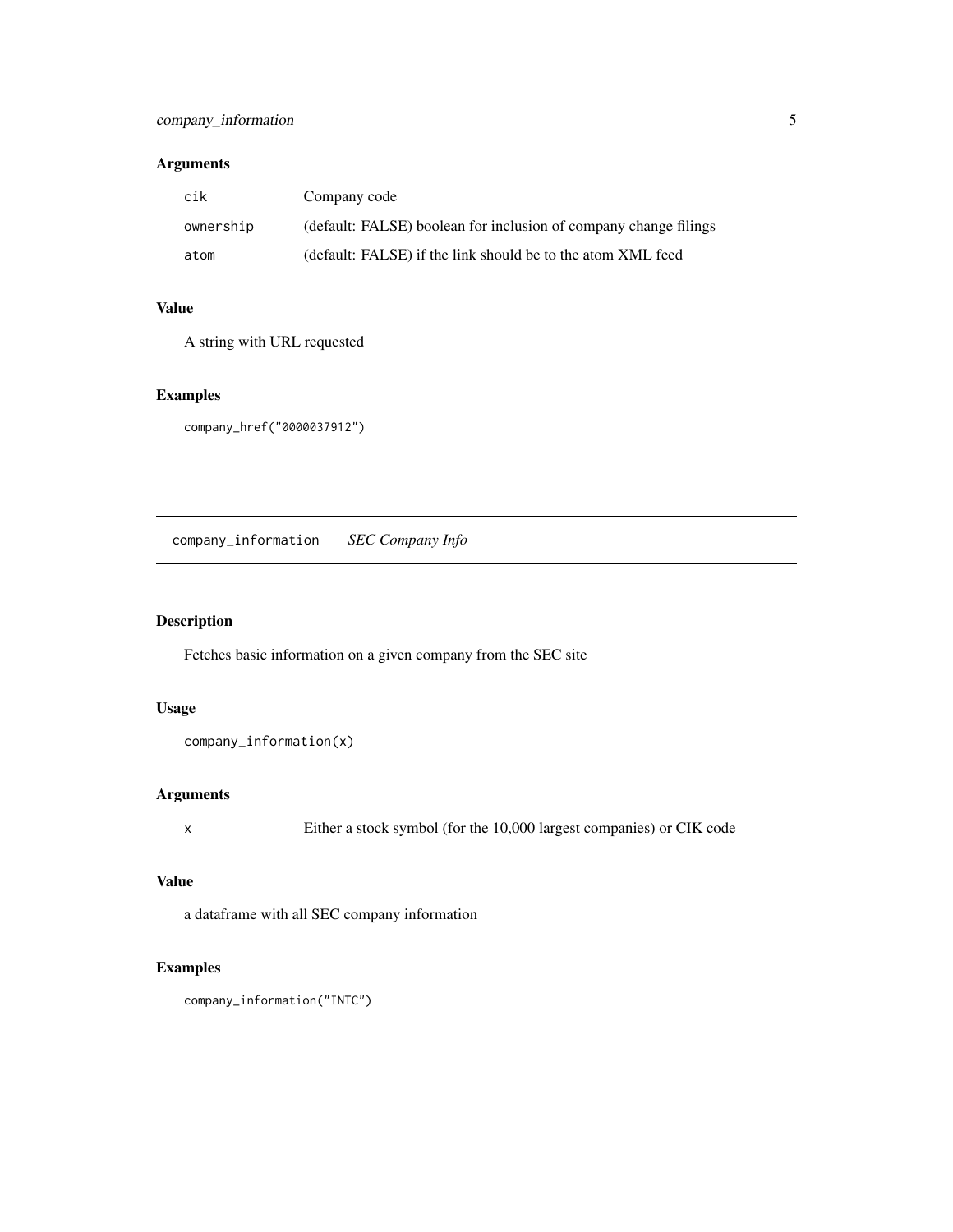### Arguments

| | |
|---|---|
| cik | Company code |
| ownership | (default: FALSE) boolean for inclusion of company change filings |
| atom | (default: FALSE) if the link should be to the atom XML feed |

### Value

A string with URL requested

### Examples

```
company_href("0000037912")
```

---

## company_information — *SEC Company Info*

### Description

Fetches basic information on a given company from the SEC site

### Usage

```
company_information(x)
```

### Arguments

| | |
|---|---|
| x | Either a stock symbol (for the 10,000 largest companies) or CIK code |

### Value

a dataframe with all SEC company information

### Examples

```
company_information("INTC")
```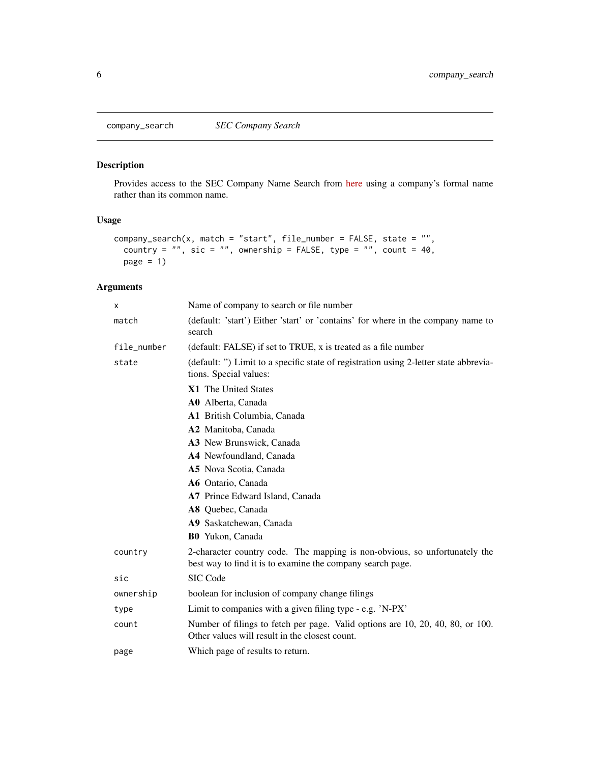company_search *SEC Company Search*

## Description

Provides access to the SEC Company Name Search from here using a company's formal name rather than its common name.

## Usage

```
company_search(x, match = "start", file_number = FALSE, state = "",
  country = "", sic = "", ownership = FALSE, type = "", count = 40,
  page = 1)
```

## Arguments

| | |
|---|---|
| x | Name of company to search or file number |
| match | (default: 'start') Either 'start' or 'contains' for where in the company name to search |
| file_number | (default: FALSE) if set to TRUE, x is treated as a file number |
| state | (default: '') Limit to a specific state of registration using 2-letter state abbreviations. Special values: **X1** The United States **A0** Alberta, Canada **A1** British Columbia, Canada **A2** Manitoba, Canada **A3** New Brunswick, Canada **A4** Newfoundland, Canada **A5** Nova Scotia, Canada **A6** Ontario, Canada **A7** Prince Edward Island, Canada **A8** Quebec, Canada **A9** Saskatchewan, Canada **B0** Yukon, Canada |
| country | 2-character country code. The mapping is non-obvious, so unfortunately the best way to find it is to examine the company search page. |
| sic | SIC Code |
| ownership | boolean for inclusion of company change filings |
| type | Limit to companies with a given filing type - e.g. 'N-PX' |
| count | Number of filings to fetch per page. Valid options are 10, 20, 40, 80, or 100. Other values will result in the closest count. |
| page | Which page of results to return. |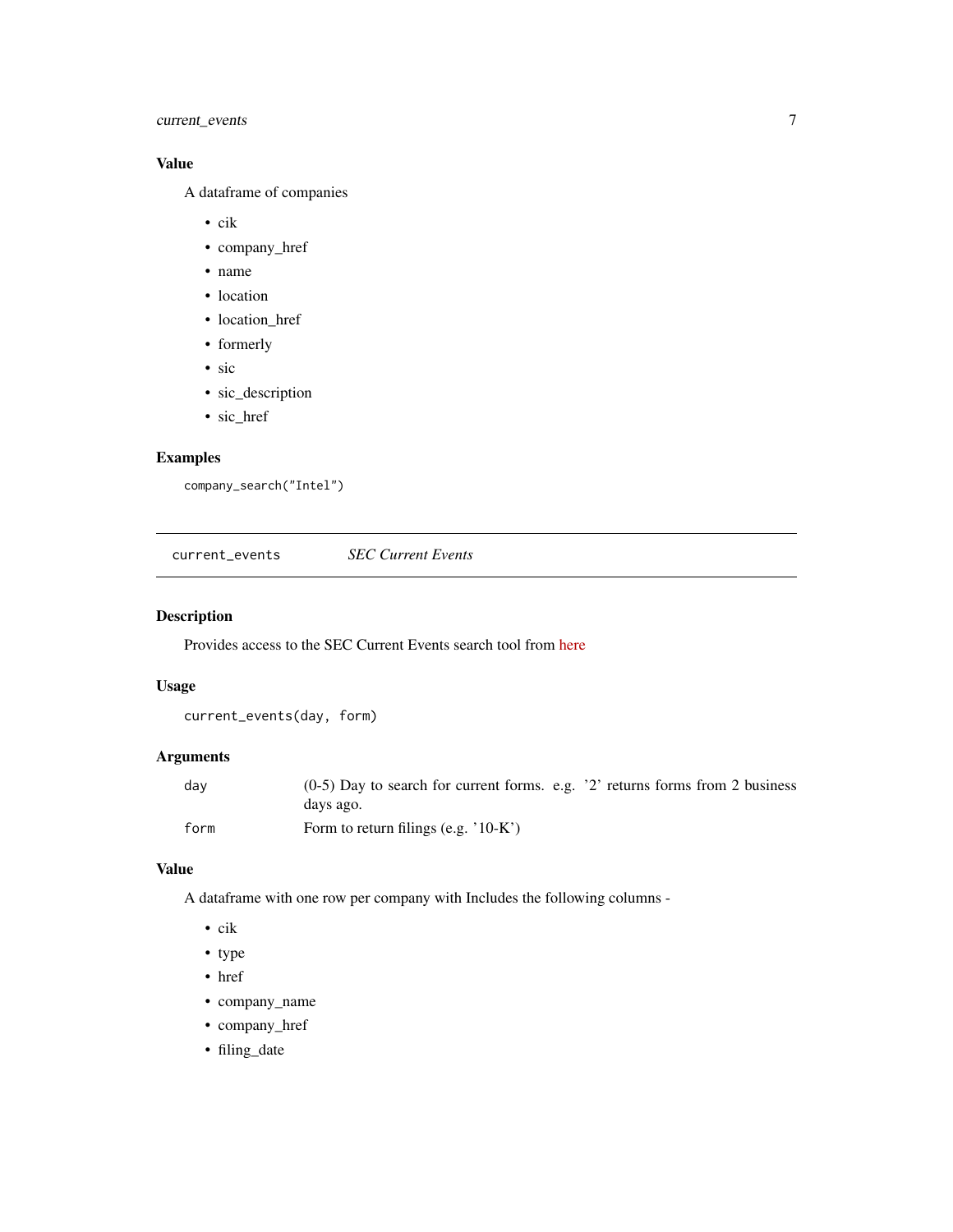### Value

A dataframe of companies

- cik
- company_href
- name
- location
- location_href
- formerly
- sic
- sic_description
- sic_href

### Examples

```
company_search("Intel")
```

---

## current_events — *SEC Current Events*

---

### Description

Provides access to the SEC Current Events search tool from here

### Usage

```
current_events(day, form)
```

### Arguments

| | |
|---|---|
| day | (0-5) Day to search for current forms. e.g. '2' returns forms from 2 business days ago. |
| form | Form to return filings (e.g. '10-K') |

### Value

A dataframe with one row per company with Includes the following columns -

- cik
- type
- href
- company_name
- company_href
- filing_date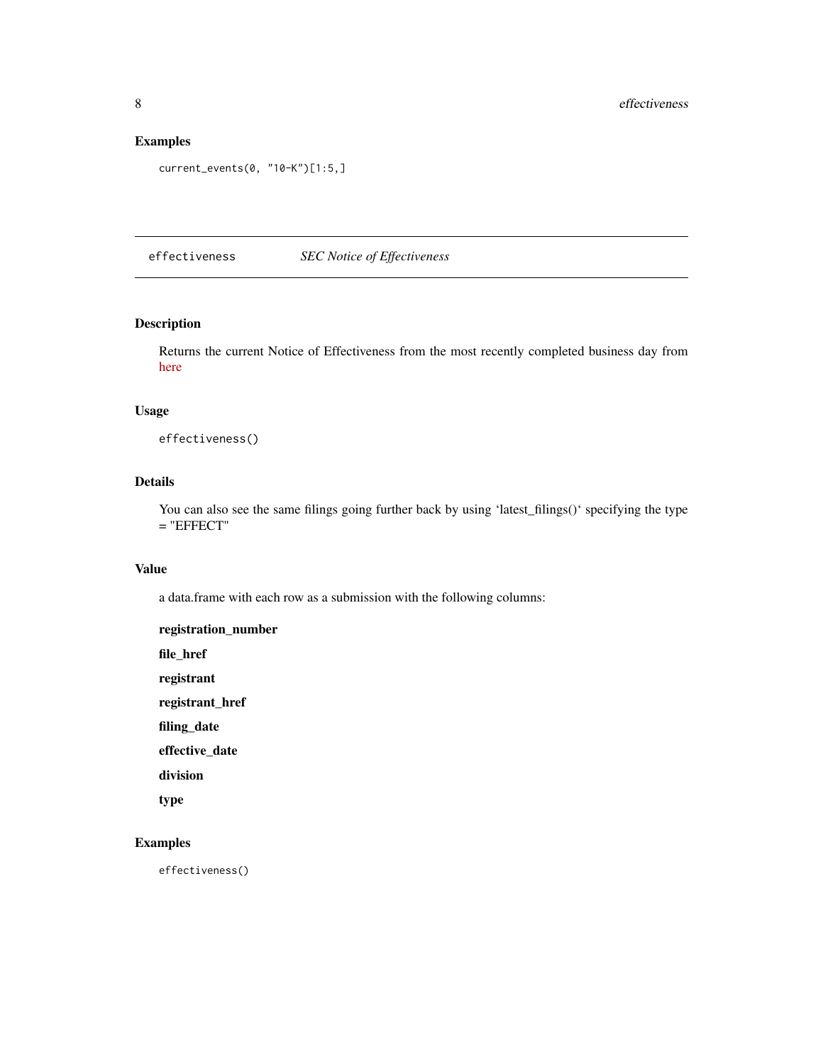## Examples

```
current_events(0, "10-K")[1:5,]
```

---

`effectiveness` *SEC Notice of Effectiveness*

---

### Description

Returns the current Notice of Effectiveness from the most recently completed business day from here

### Usage

```
effectiveness()
```

### Details

You can also see the same filings going further back by using ‘latest_filings()‘ specifying the type = "EFFECT"

### Value

a data.frame with each row as a submission with the following columns:

**registration_number**

**file_href**

**registrant**

**registrant_href**

**filing_date**

**effective_date**

**division**

**type**

### Examples

```
effectiveness()
```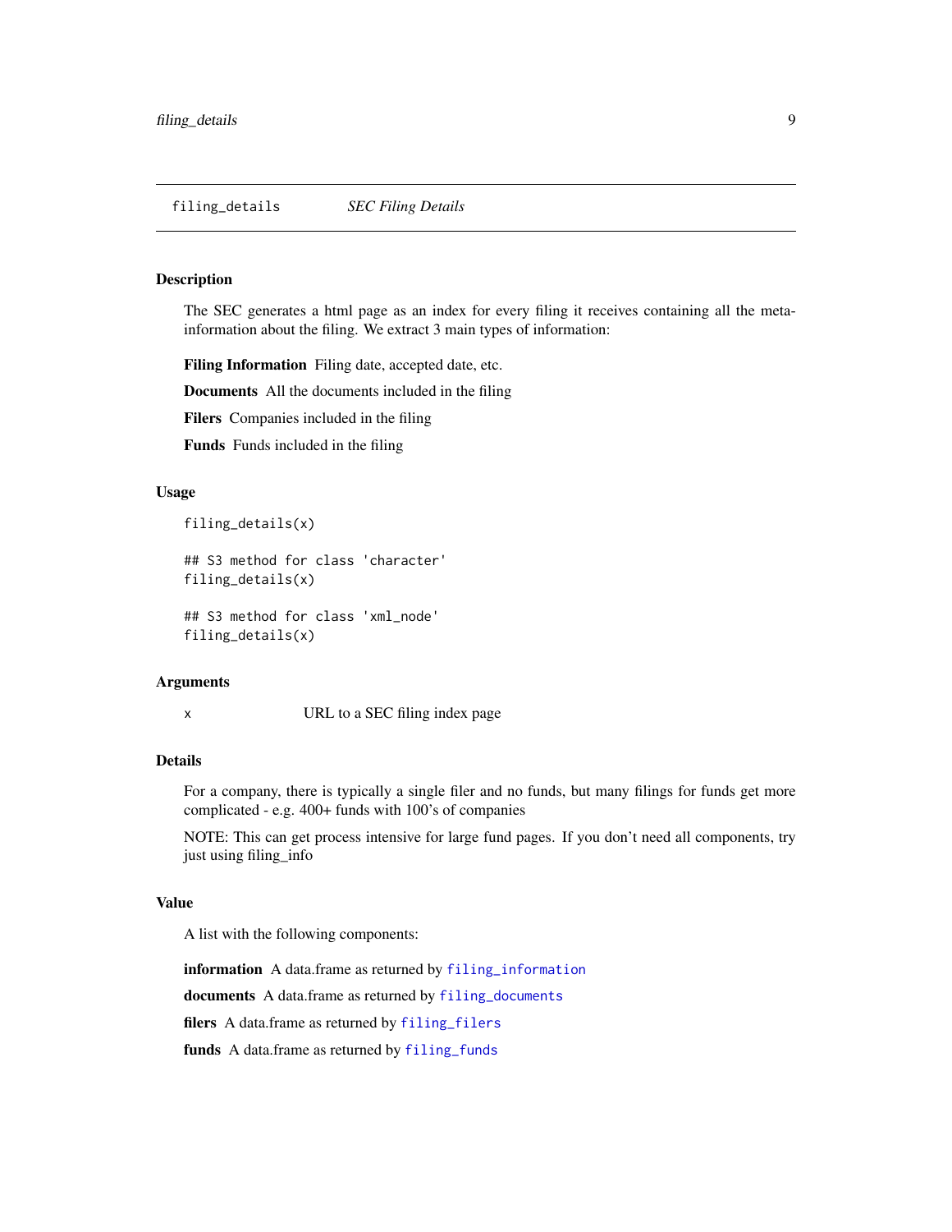# filing_details — *SEC Filing Details*

## Description

The SEC generates a html page as an index for every filing it receives containing all the meta-information about the filing. We extract 3 main types of information:

**Filing Information** Filing date, accepted date, etc.

**Documents** All the documents included in the filing

**Filers** Companies included in the filing

**Funds** Funds included in the filing

## Usage

```
filing_details(x)

## S3 method for class 'character'
filing_details(x)

## S3 method for class 'xml_node'
filing_details(x)
```

## Arguments

| | |
|---|---|
| x | URL to a SEC filing index page |

## Details

For a company, there is typically a single filer and no funds, but many filings for funds get more complicated - e.g. 400+ funds with 100's of companies

NOTE: This can get process intensive for large fund pages. If you don't need all components, try just using filing_info

## Value

A list with the following components:

**information** A data.frame as returned by `filing_information`

**documents** A data.frame as returned by `filing_documents`

**filers** A data.frame as returned by `filing_filers`

**funds** A data.frame as returned by `filing_funds`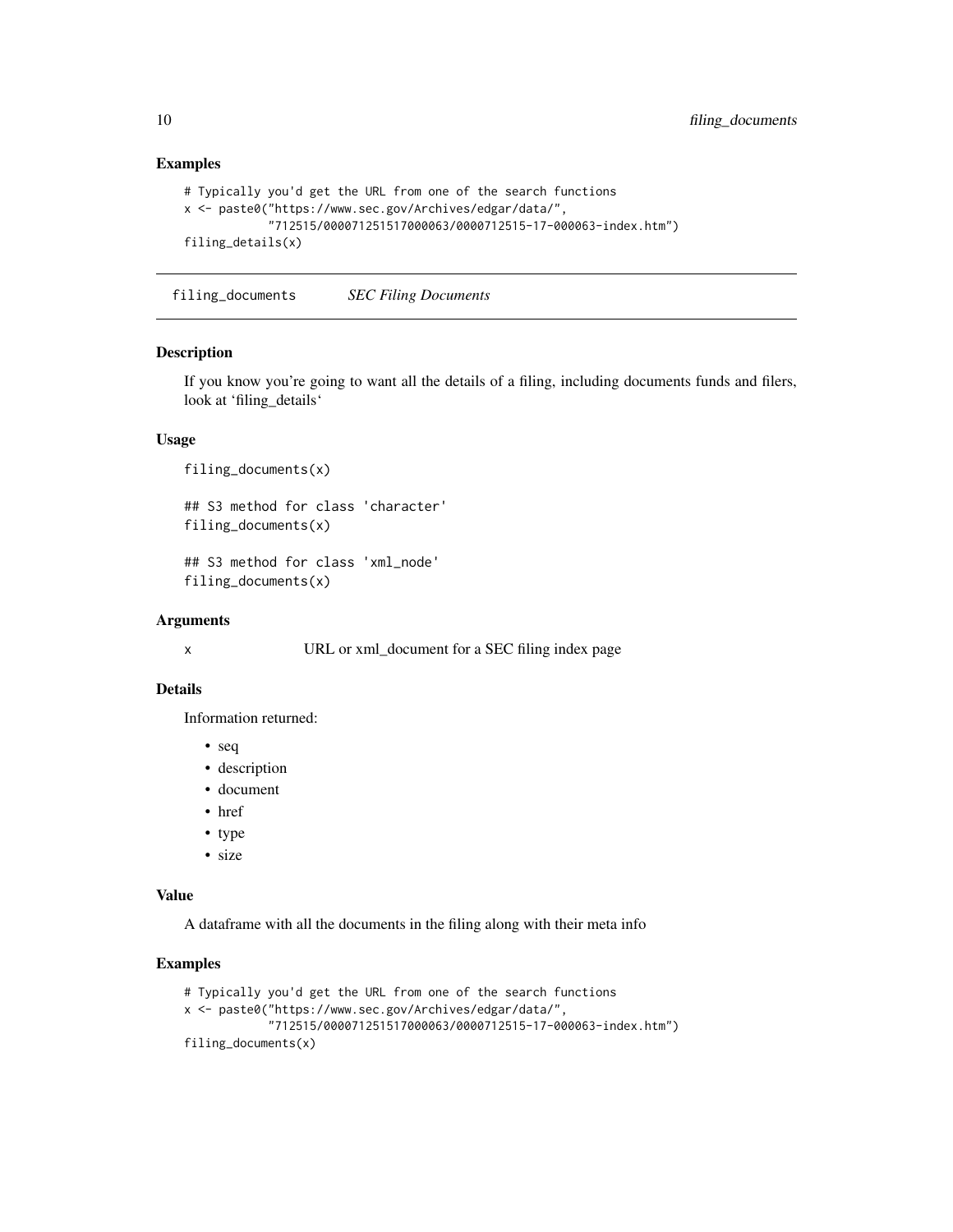### Examples

```
# Typically you'd get the URL from one of the search functions
x <- paste0("https://www.sec.gov/Archives/edgar/data/",
            "712515/000071251517000063/0000712515-17-000063-index.htm")
filing_details(x)
```

---

## filing_documents *SEC Filing Documents*

---

### Description

If you know you're going to want all the details of a filing, including documents funds and filers, look at 'filing_details'

### Usage

```
filing_documents(x)

## S3 method for class 'character'
filing_documents(x)

## S3 method for class 'xml_node'
filing_documents(x)
```

### Arguments

| | |
|---|---|
| x | URL or xml_document for a SEC filing index page |

### Details

Information returned:

- seq
- description
- document
- href
- type
- size

### Value

A dataframe with all the documents in the filing along with their meta info

### Examples

```
# Typically you'd get the URL from one of the search functions
x <- paste0("https://www.sec.gov/Archives/edgar/data/",
            "712515/000071251517000063/0000712515-17-000063-index.htm")
filing_documents(x)
```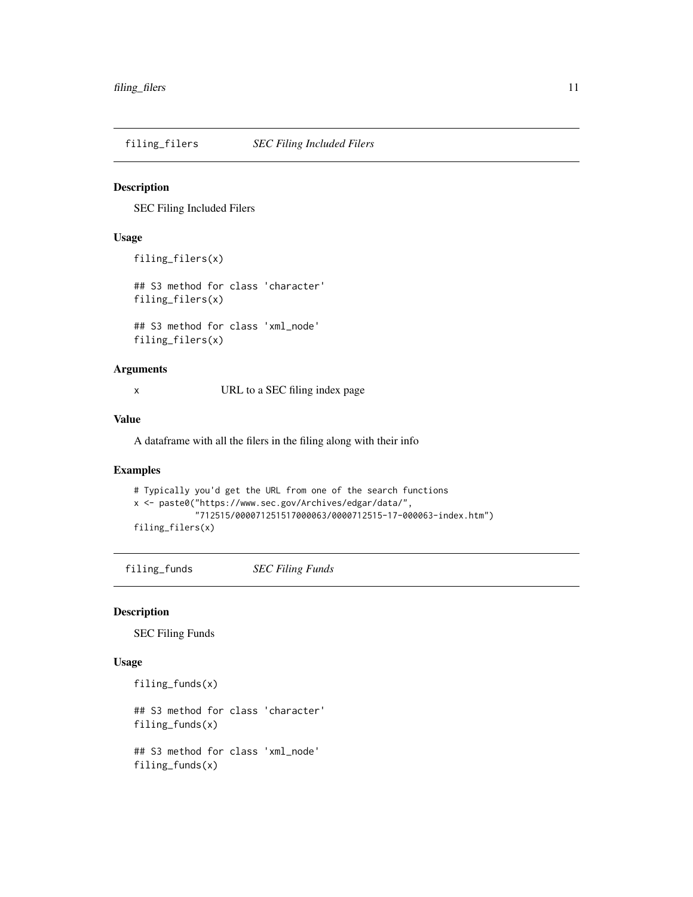## filing_filers *SEC Filing Included Filers*

### Description

SEC Filing Included Filers

### Usage

```
filing_filers(x)

## S3 method for class 'character'
filing_filers(x)

## S3 method for class 'xml_node'
filing_filers(x)
```

### Arguments

| | |
|---|---|
| x | URL to a SEC filing index page |

### Value

A dataframe with all the filers in the filing along with their info

### Examples

```
# Typically you'd get the URL from one of the search functions
x <- paste0("https://www.sec.gov/Archives/edgar/data/",
            "712515/000071251517000063/0000712515-17-000063-index.htm")
filing_filers(x)
```

## filing_funds *SEC Filing Funds*

### Description

SEC Filing Funds

### Usage

```
filing_funds(x)

## S3 method for class 'character'
filing_funds(x)

## S3 method for class 'xml_node'
filing_funds(x)
```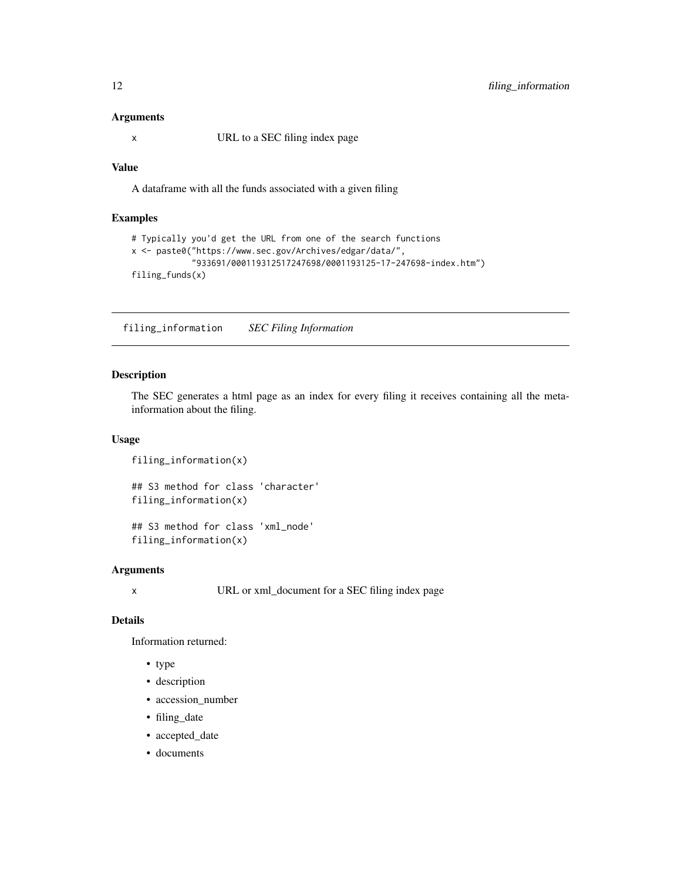### Arguments

x URL to a SEC filing index page

### Value

A dataframe with all the funds associated with a given filing

### Examples

```
# Typically you'd get the URL from one of the search functions
x <- paste0("https://www.sec.gov/Archives/edgar/data/",
            "933691/000119312517247698/0001193125-17-247698-index.htm")
filing_funds(x)
```

## filing_information *SEC Filing Information*

### Description

The SEC generates a html page as an index for every filing it receives containing all the meta-information about the filing.

### Usage

```
filing_information(x)

## S3 method for class 'character'
filing_information(x)

## S3 method for class 'xml_node'
filing_information(x)
```

### Arguments

x URL or xml_document for a SEC filing index page

### Details

Information returned:

- type
- description
- accession_number
- filing_date
- accepted_date
- documents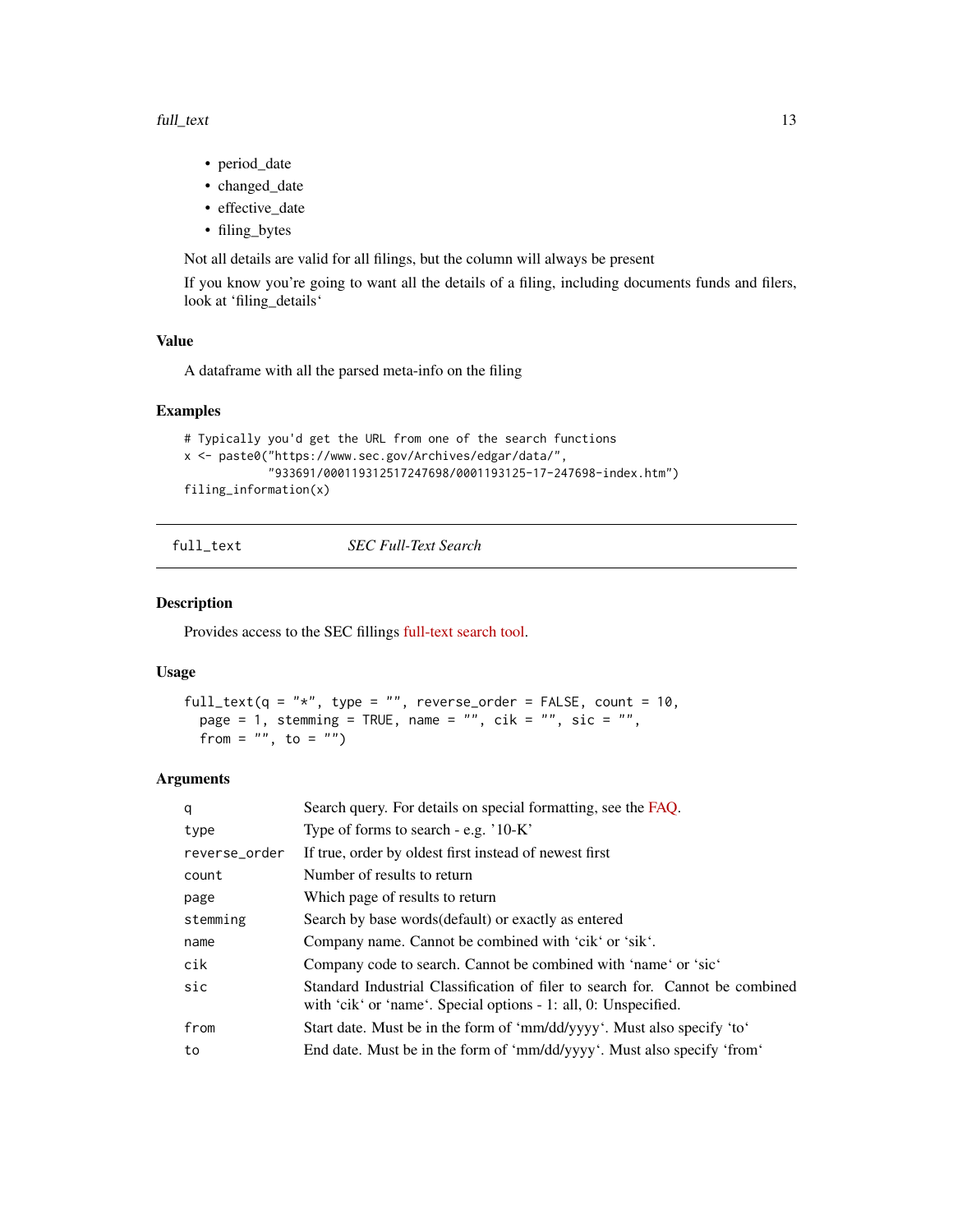- period_date
- changed_date
- effective_date
- filing_bytes

Not all details are valid for all filings, but the column will always be present

If you know you're going to want all the details of a filing, including documents funds and filers, look at 'filing_details'

### Value

A dataframe with all the parsed meta-info on the filing

### Examples

```
# Typically you'd get the URL from one of the search functions
x <- paste0("https://www.sec.gov/Archives/edgar/data/",
            "933691/000119312517247698/0001193125-17-247698-index.htm")
filing_information(x)
```

---

## full_text — *SEC Full-Text Search*

---

### Description

Provides access to the SEC fillings full-text search tool.

### Usage

```
full_text(q = "*", type = "", reverse_order = FALSE, count = 10,
  page = 1, stemming = TRUE, name = "", cik = "", sic = "",
  from = "", to = "")
```

### Arguments

| | |
|---|---|
| `q` | Search query. For details on special formatting, see the FAQ. |
| `type` | Type of forms to search - e.g. '10-K' |
| `reverse_order` | If true, order by oldest first instead of newest first |
| `count` | Number of results to return |
| `page` | Which page of results to return |
| `stemming` | Search by base words(default) or exactly as entered |
| `name` | Company name. Cannot be combined with 'cik' or 'sik'. |
| `cik` | Company code to search. Cannot be combined with 'name' or 'sic' |
| `sic` | Standard Industrial Classification of filer to search for. Cannot be combined with 'cik' or 'name'. Special options - 1: all, 0: Unspecified. |
| `from` | Start date. Must be in the form of 'mm/dd/yyyy'. Must also specify 'to' |
| `to` | End date. Must be in the form of 'mm/dd/yyyy'. Must also specify 'from' |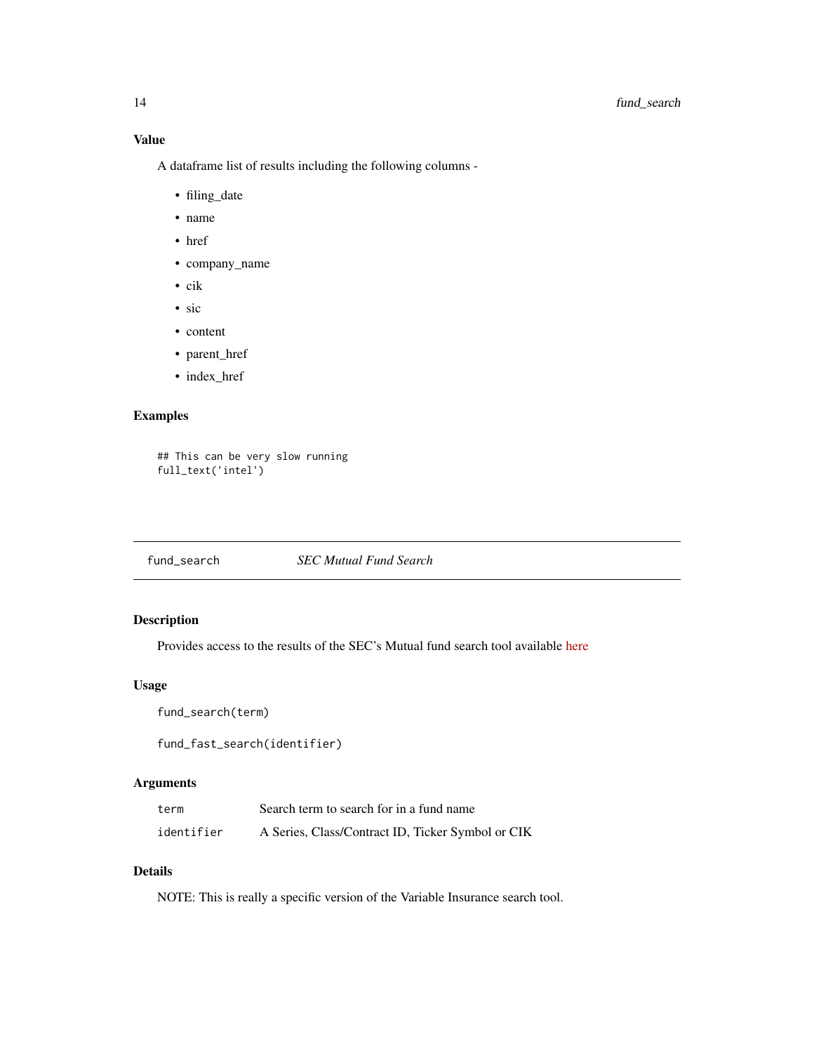### Value

A dataframe list of results including the following columns -

- filing_date
- name
- href
- company_name
- cik
- sic
- content
- parent_href
- index_href

### Examples

```
## This can be very slow running
full_text('intel')
```

---

## fund_search *SEC Mutual Fund Search*

---

### Description

Provides access to the results of the SEC's Mutual fund search tool available here

### Usage

```
fund_search(term)

fund_fast_search(identifier)
```

### Arguments

| | |
|---|---|
| term | Search term to search for in a fund name |
| identifier | A Series, Class/Contract ID, Ticker Symbol or CIK |

### Details

NOTE: This is really a specific version of the Variable Insurance search tool.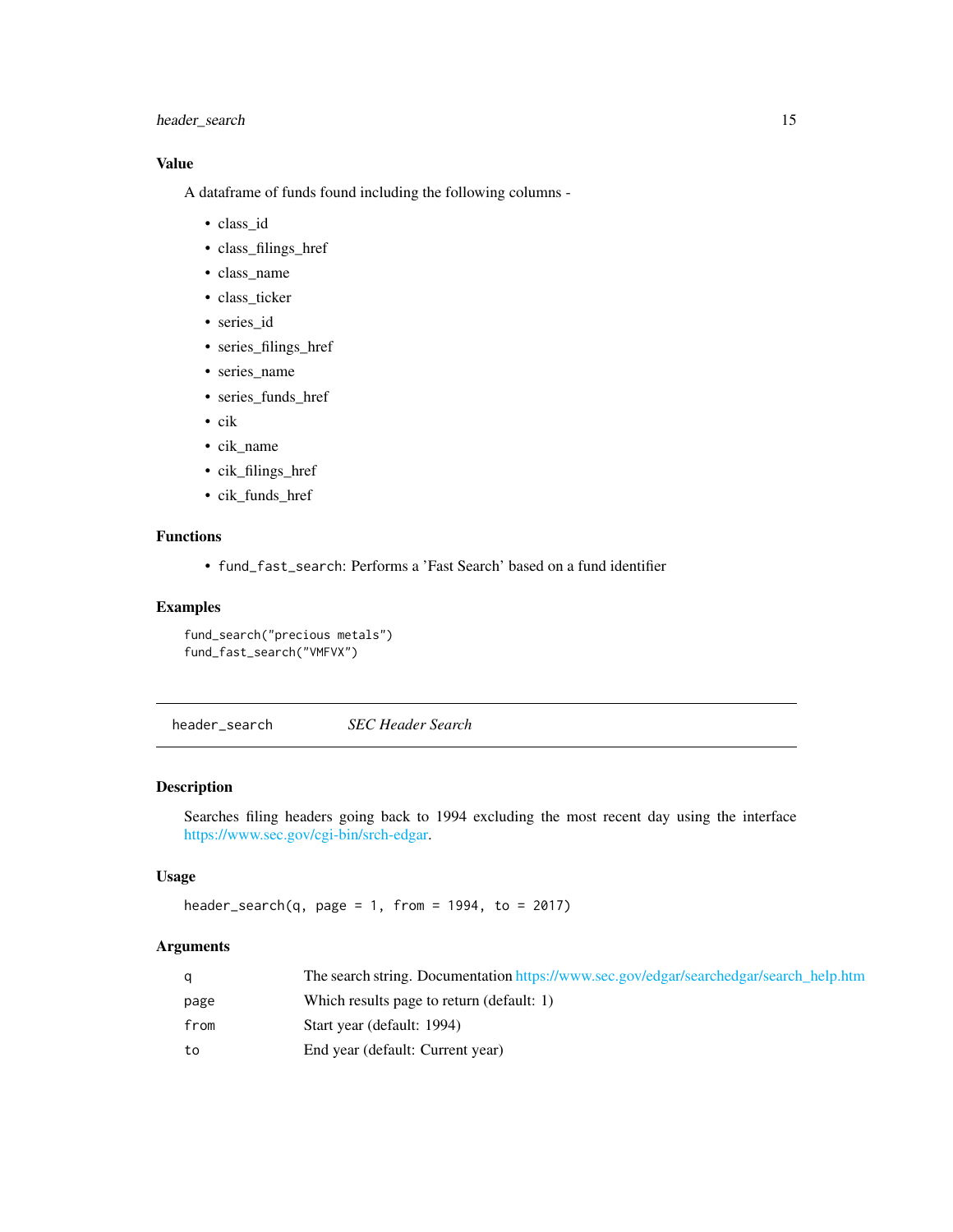### Value

A dataframe of funds found including the following columns -

- class_id
- class_filings_href
- class_name
- class_ticker
- series_id
- series_filings_href
- series_name
- series_funds_href
- cik
- cik_name
- cik_filings_href
- cik_funds_href

### Functions

- `fund_fast_search`: Performs a 'Fast Search' based on a fund identifier

### Examples

```
fund_search("precious metals")
fund_fast_search("VMFVX")
```

---

## header_search    *SEC Header Search*

---

### Description

Searches filing headers going back to 1994 excluding the most recent day using the interface https://www.sec.gov/cgi-bin/srch-edgar.

### Usage

```
header_search(q, page = 1, from = 1994, to = 2017)
```

### Arguments

| | |
|---|---|
| q | The search string. Documentation https://www.sec.gov/edgar/searchedgar/search_help.htm |
| page | Which results page to return (default: 1) |
| from | Start year (default: 1994) |
| to | End year (default: Current year) |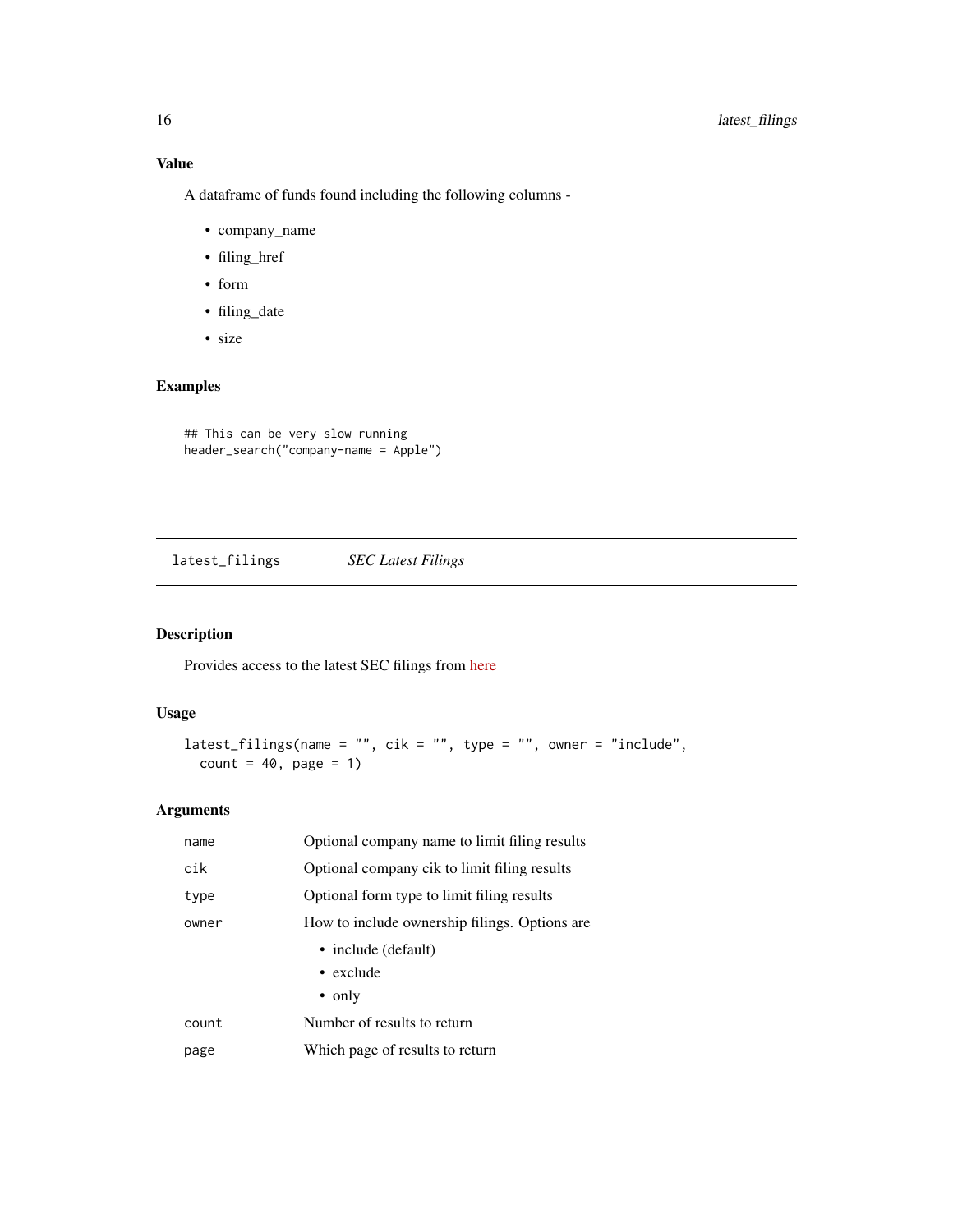### Value

A dataframe of funds found including the following columns -

- company_name
- filing_href
- form
- filing_date
- size

### Examples

```
## This can be very slow running
header_search("company-name = Apple")
```

---

## latest_filings *SEC Latest Filings*

---

### Description

Provides access to the latest SEC filings from here

### Usage

```
latest_filings(name = "", cik = "", type = "", owner = "include",
  count = 40, page = 1)
```

### Arguments

| | |
|---|---|
| `name` | Optional company name to limit filing results |
| `cik` | Optional company cik to limit filing results |
| `type` | Optional form type to limit filing results |
| `owner` | How to include ownership filings. Options are<br>• include (default)<br>• exclude<br>• only |
| `count` | Number of results to return |
| `page` | Which page of results to return |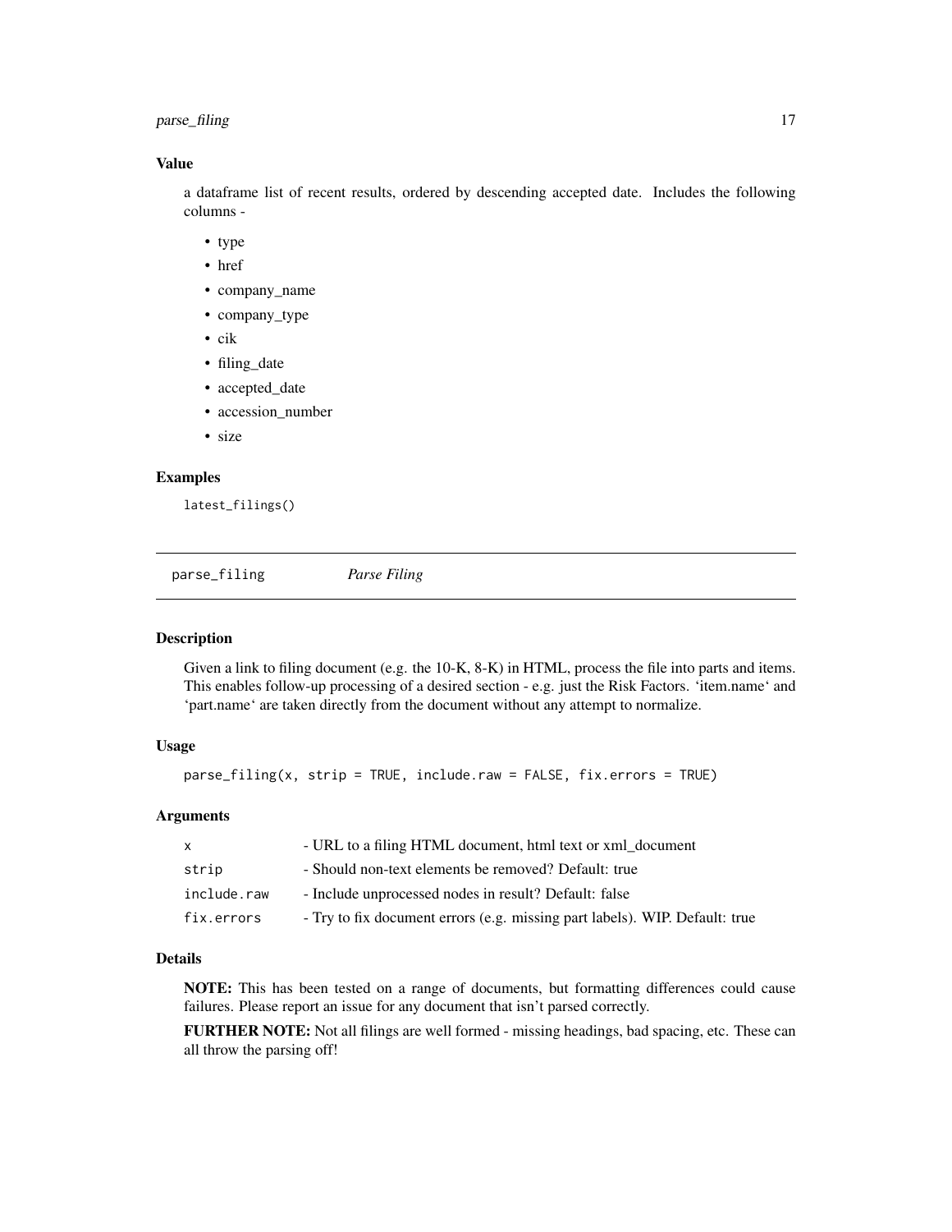### Value

a dataframe list of recent results, ordered by descending accepted date. Includes the following columns -

- type
- href
- company_name
- company_type
- cik
- filing_date
- accepted_date
- accession_number
- size

### Examples

```
latest_filings()
```

## parse_filing *Parse Filing*

### Description

Given a link to filing document (e.g. the 10-K, 8-K) in HTML, process the file into parts and items. This enables follow-up processing of a desired section - e.g. just the Risk Factors. 'item.name' and 'part.name' are taken directly from the document without any attempt to normalize.

### Usage

```
parse_filing(x, strip = TRUE, include.raw = FALSE, fix.errors = TRUE)
```

### Arguments

| | |
|---|---|
| x | - URL to a filing HTML document, html text or xml_document |
| strip | - Should non-text elements be removed? Default: true |
| include.raw | - Include unprocessed nodes in result? Default: false |
| fix.errors | - Try to fix document errors (e.g. missing part labels). WIP. Default: true |

### Details

**NOTE:** This has been tested on a range of documents, but formatting differences could cause failures. Please report an issue for any document that isn't parsed correctly.

**FURTHER NOTE:** Not all filings are well formed - missing headings, bad spacing, etc. These can all throw the parsing off!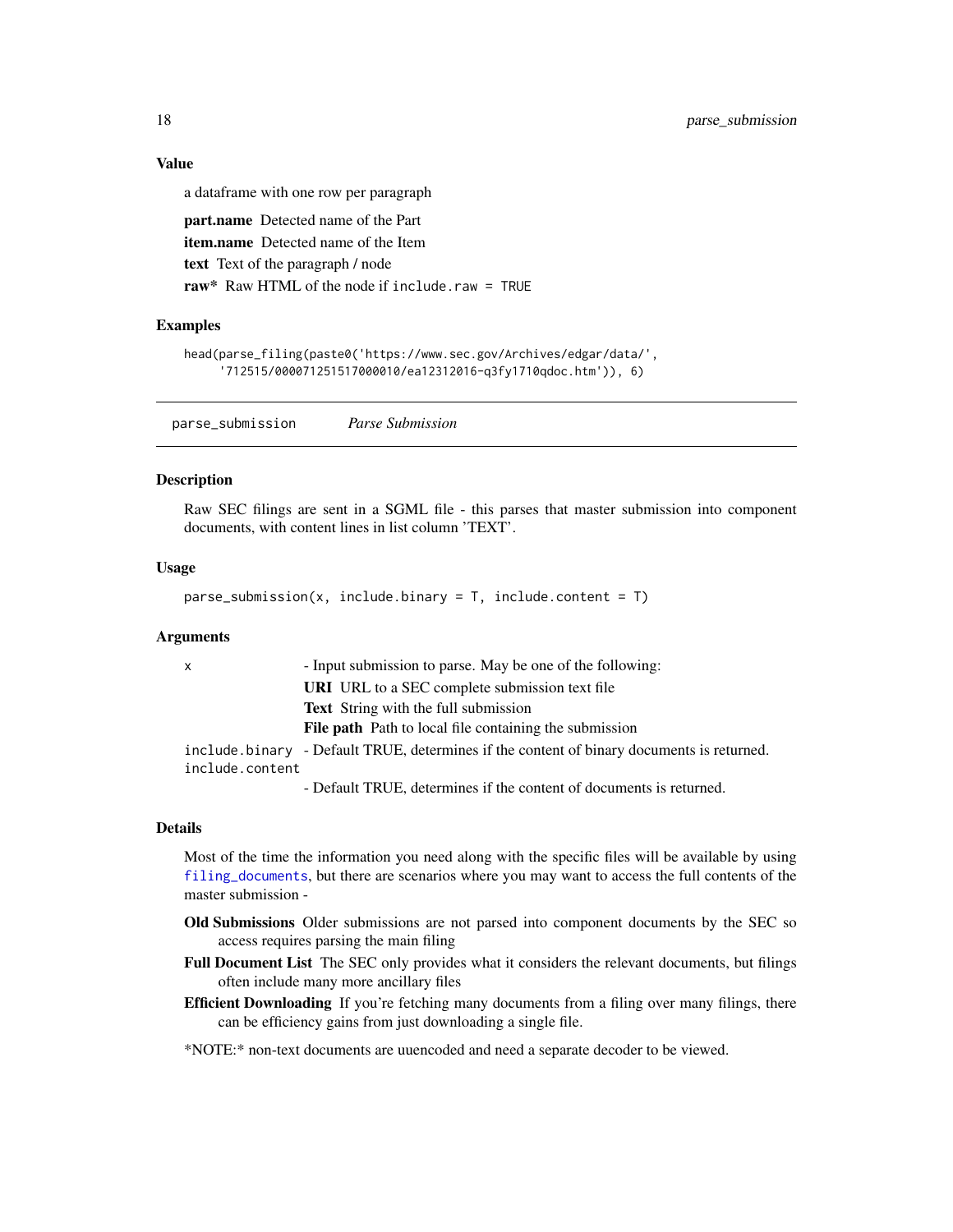### Value

a dataframe with one row per paragraph

**part.name** Detected name of the Part

**item.name** Detected name of the Item

**text** Text of the paragraph / node

**raw*** Raw HTML of the node if `include.raw = TRUE`

### Examples

```
head(parse_filing(paste0('https://www.sec.gov/Archives/edgar/data/',
     '712515/000071251517000010/ea12312016-q3fy1710qdoc.htm')), 6)
```

---

## parse_submission *Parse Submission*

### Description

Raw SEC filings are sent in a SGML file - this parses that master submission into component documents, with content lines in list column 'TEXT'.

### Usage

```
parse_submission(x, include.binary = T, include.content = T)
```

### Arguments

| | |
|---|---|
| `x` | - Input submission to parse. May be one of the following:<br>**URI** URL to a SEC complete submission text file<br>**Text** String with the full submission<br>**File path** Path to local file containing the submission |
| `include.binary` | - Default TRUE, determines if the content of binary documents is returned. |
| `include.content` | - Default TRUE, determines if the content of documents is returned. |

### Details

Most of the time the information you need along with the specific files will be available by using `filing_documents`, but there are scenarios where you may want to access the full contents of the master submission -

**Old Submissions** Older submissions are not parsed into component documents by the SEC so access requires parsing the main filing

**Full Document List** The SEC only provides what it considers the relevant documents, but filings often include many more ancillary files

**Efficient Downloading** If you're fetching many documents from a filing over many filings, there can be efficiency gains from just downloading a single file.

*NOTE:* non-text documents are uuencoded and need a separate decoder to be viewed.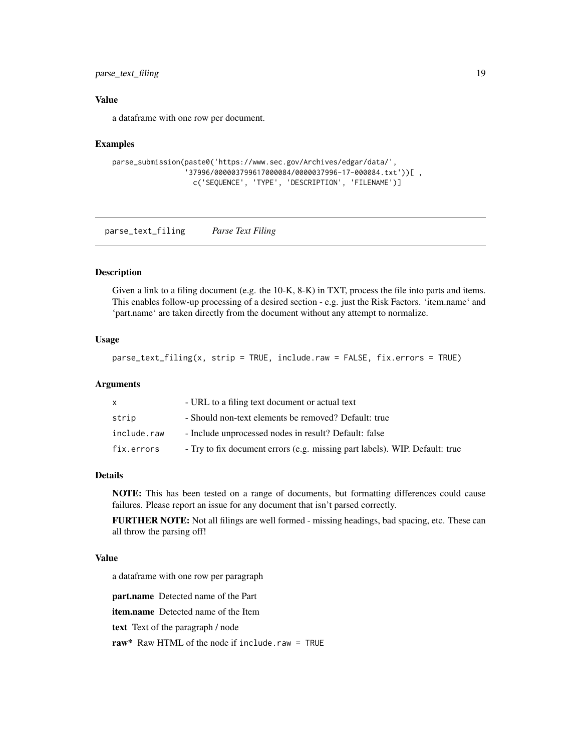### Value

a dataframe with one row per document.

### Examples

```
parse_submission(paste0('https://www.sec.gov/Archives/edgar/data/',
                 '37996/000003799617000084/0000037996-17-000084.txt'))[ ,
                   c('SEQUENCE', 'TYPE', 'DESCRIPTION', 'FILENAME')]
```

---

## parse_text_filing    *Parse Text Filing*

### Description

Given a link to a filing document (e.g. the 10-K, 8-K) in TXT, process the file into parts and items. This enables follow-up processing of a desired section - e.g. just the Risk Factors. 'item.name' and 'part.name' are taken directly from the document without any attempt to normalize.

### Usage

```
parse_text_filing(x, strip = TRUE, include.raw = FALSE, fix.errors = TRUE)
```

### Arguments

| | |
|---|---|
| `x` | - URL to a filing text document or actual text |
| `strip` | - Should non-text elements be removed? Default: true |
| `include.raw` | - Include unprocessed nodes in result? Default: false |
| `fix.errors` | - Try to fix document errors (e.g. missing part labels). WIP. Default: true |

### Details

**NOTE:** This has been tested on a range of documents, but formatting differences could cause failures. Please report an issue for any document that isn't parsed correctly.

**FURTHER NOTE:** Not all filings are well formed - missing headings, bad spacing, etc. These can all throw the parsing off!

### Value

a dataframe with one row per paragraph

**part.name** Detected name of the Part

**item.name** Detected name of the Item

**text** Text of the paragraph / node

**raw*** Raw HTML of the node if `include.raw = TRUE`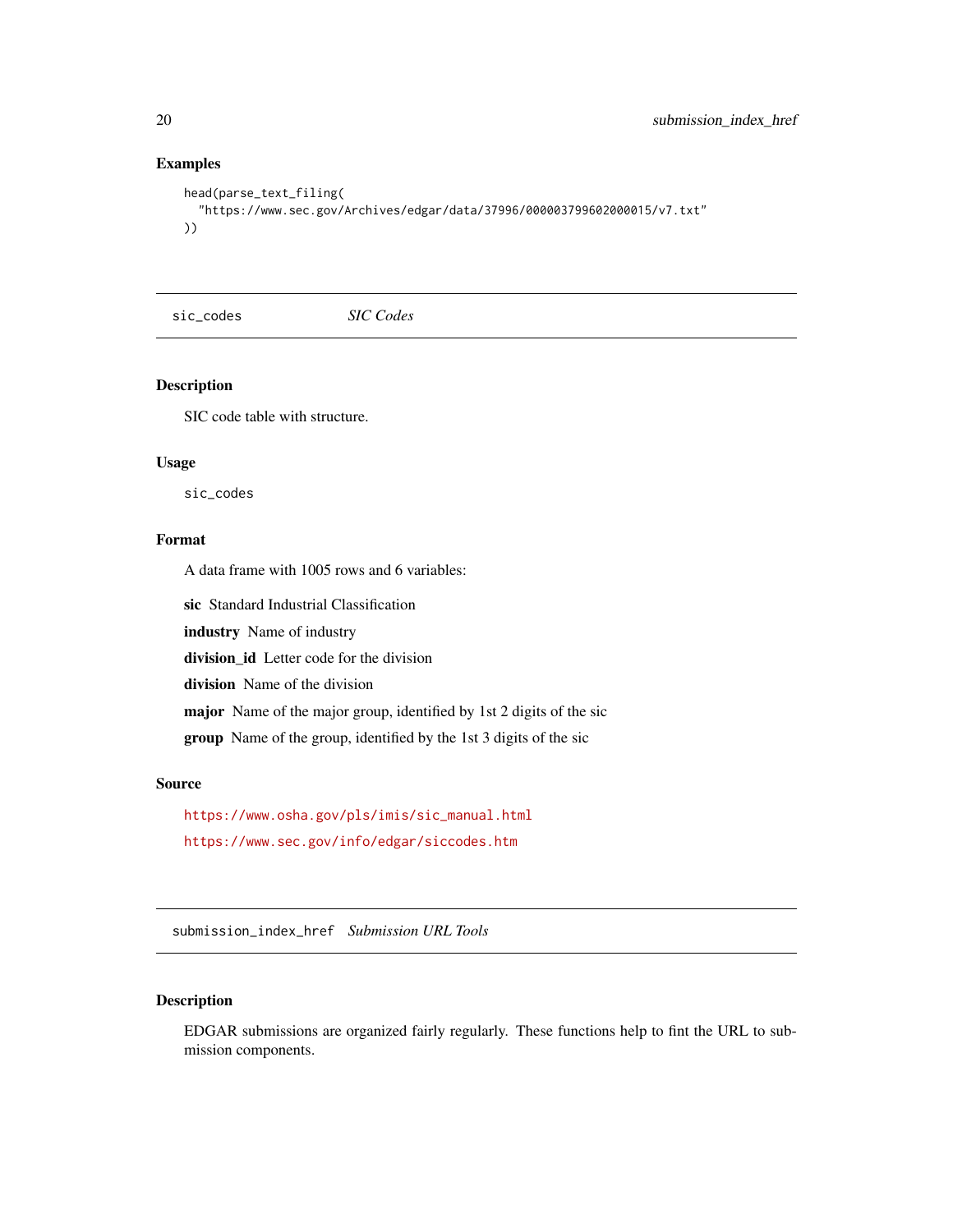## Examples

```
head(parse_text_filing(
  "https://www.sec.gov/Archives/edgar/data/37996/000003799602000015/v7.txt"
))
```

---

# sic_codes *SIC Codes*

---

## Description

SIC code table with structure.

## Usage

```
sic_codes
```

## Format

A data frame with 1005 rows and 6 variables:

**sic** Standard Industrial Classification

**industry** Name of industry

**division_id** Letter code for the division

**division** Name of the division

**major** Name of the major group, identified by 1st 2 digits of the sic

**group** Name of the group, identified by the 1st 3 digits of the sic

## Source

https://www.osha.gov/pls/imis/sic_manual.html

https://www.sec.gov/info/edgar/siccodes.htm

---

# submission_index_href *Submission URL Tools*

---

## Description

EDGAR submissions are organized fairly regularly. These functions help to fint the URL to submission components.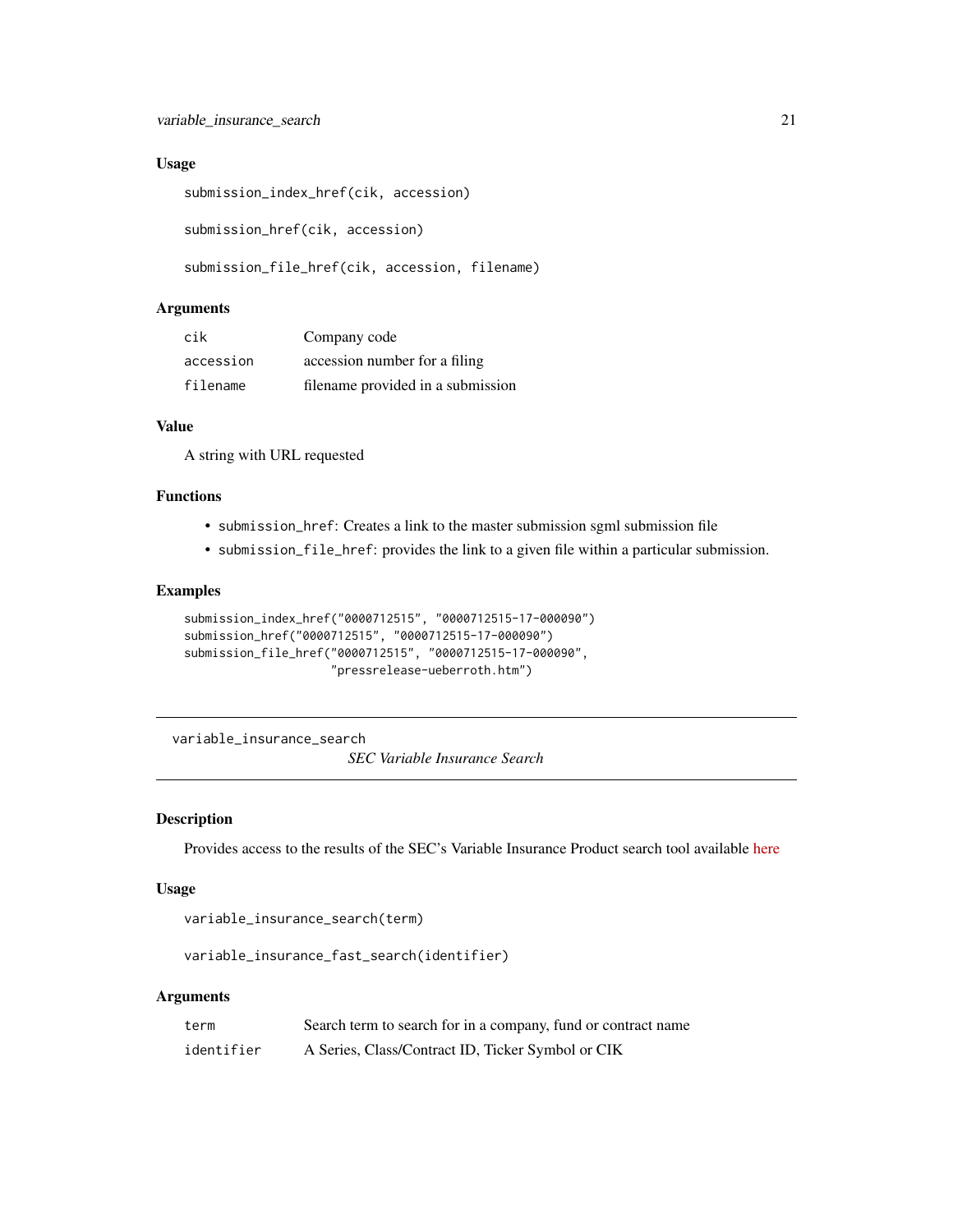### Usage

```
submission_index_href(cik, accession)

submission_href(cik, accession)

submission_file_href(cik, accession, filename)
```

### Arguments

| | |
|---|---|
| cik | Company code |
| accession | accession number for a filing |
| filename | filename provided in a submission |

### Value

A string with URL requested

### Functions

- `submission_href`: Creates a link to the master submission sgml submission file
- `submission_file_href`: provides the link to a given file within a particular submission.

### Examples

```
submission_index_href("0000712515", "0000712515-17-000090")
submission_href("0000712515", "0000712515-17-000090")
submission_file_href("0000712515", "0000712515-17-000090",
                     "pressrelease-ueberroth.htm")
```

---

## variable_insurance_search

*SEC Variable Insurance Search*

---

### Description

Provides access to the results of the SEC's Variable Insurance Product search tool available here

### Usage

```
variable_insurance_search(term)

variable_insurance_fast_search(identifier)
```

### Arguments

| | |
|---|---|
| term | Search term to search for in a company, fund or contract name |
| identifier | A Series, Class/Contract ID, Ticker Symbol or CIK |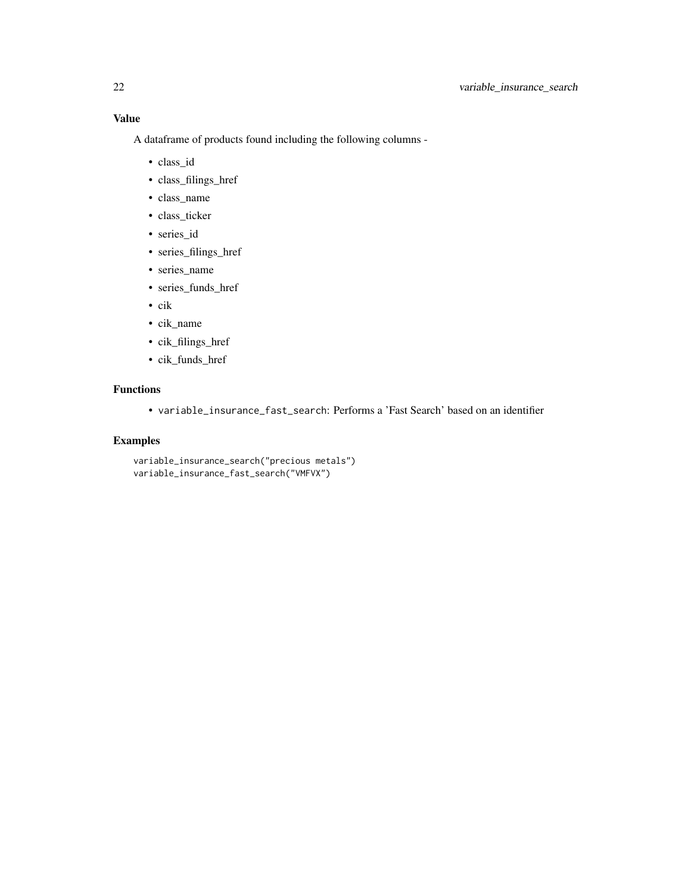## Value

A dataframe of products found including the following columns -

- class_id
- class_filings_href
- class_name
- class_ticker
- series_id
- series_filings_href
- series_name
- series_funds_href
- cik
- cik_name
- cik_filings_href
- cik_funds_href

## Functions

- `variable_insurance_fast_search`: Performs a 'Fast Search' based on an identifier

## Examples

```
variable_insurance_search("precious metals")
variable_insurance_fast_search("VMFVX")
```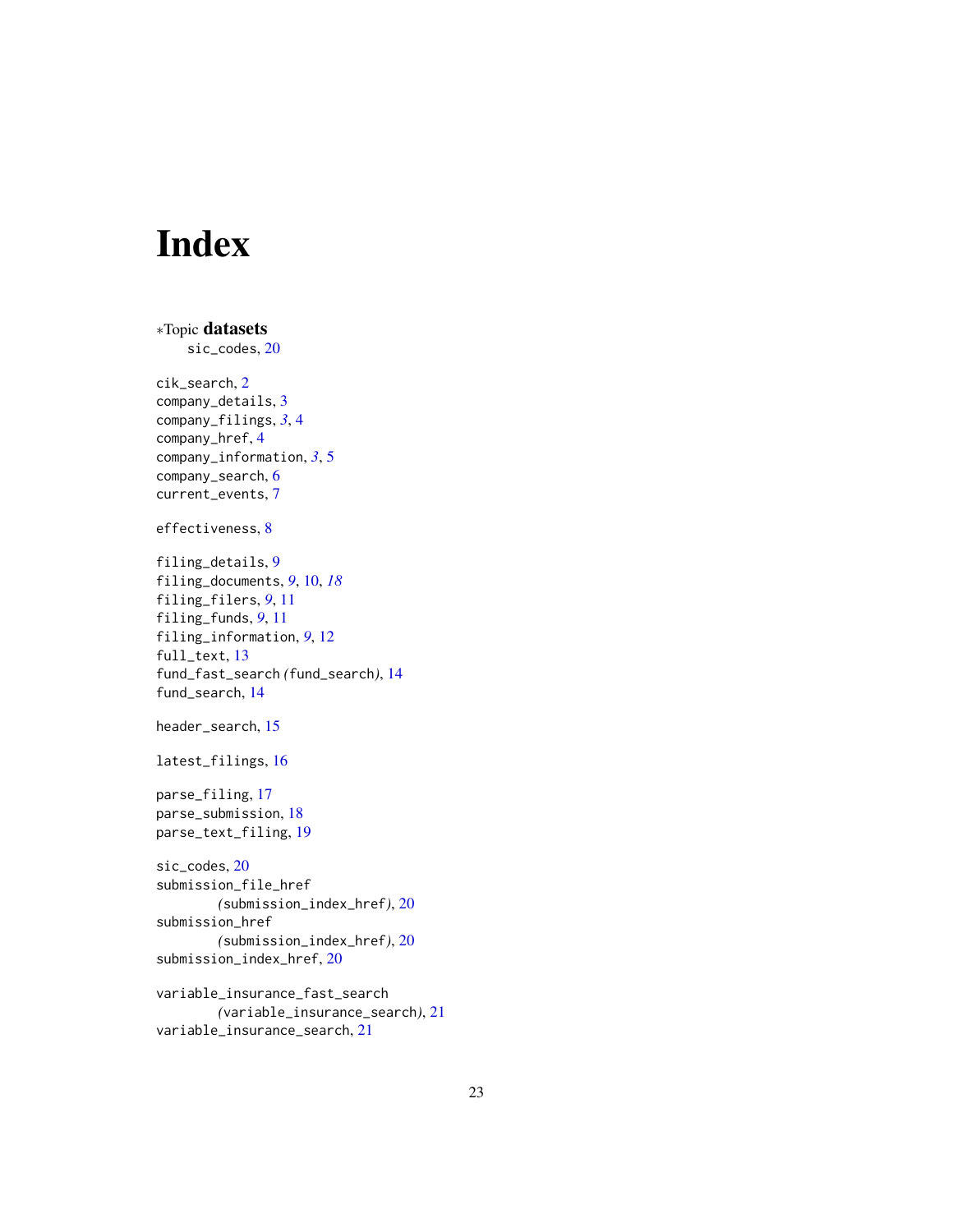# Index

∗Topic **datasets**

sic_codes, 20

cik_search, 2
company_details, 3
company_filings, *3*, 4
company_href, 4
company_information, *3*, 5
company_search, 6
current_events, 7

effectiveness, 8

filing_details, 9
filing_documents, *9*, 10, *18*
filing_filers, *9*, 11
filing_funds, *9*, 11
filing_information, *9*, 12
full_text, 13
fund_fast_search *(*fund_search*)*, 14
fund_search, 14

header_search, 15

latest_filings, 16

parse_filing, 17
parse_submission, 18
parse_text_filing, 19

sic_codes, 20
submission_file_href
*(*submission_index_href*)*, 20
submission_href
*(*submission_index_href*)*, 20
submission_index_href, 20

variable_insurance_fast_search
*(*variable_insurance_search*)*, 21
variable_insurance_search, 21